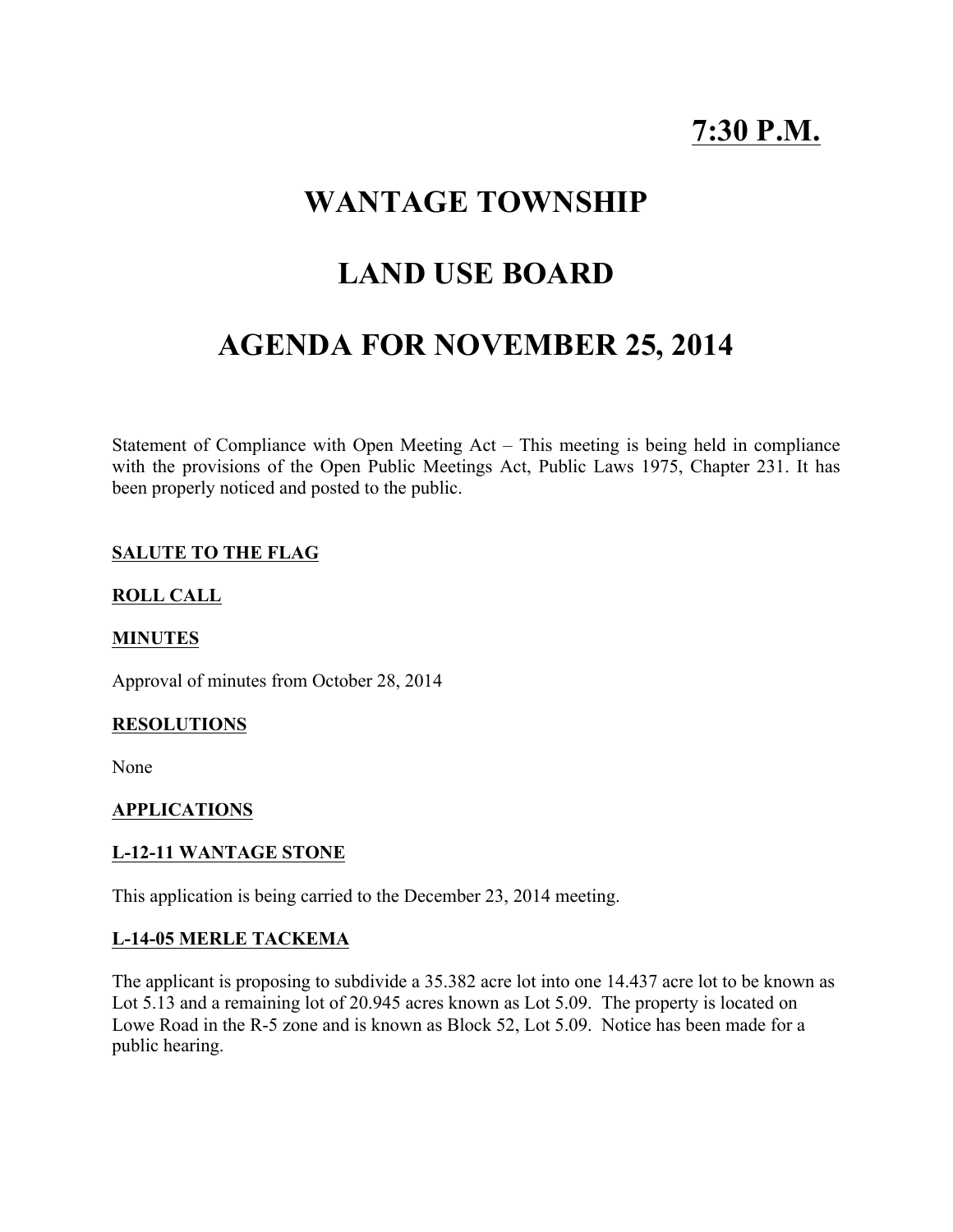**7:30 P.M.**

# WANTAGE TOWNSHIP

# LAND USE BOARD

# AGENDA FOR NOVEMBER 25, 2014

Statement of Compliance with Open Meeting Act – This meeting is being held in compliance with the provisions of the Open Public Meetings Act, Public Laws 1975, Chapter 231. It has been properly noticed and posted to the public.

**SALUTE TO THE FLAG**

**ROLL CALL**

**MINUTES**

Approval of minutes from October 28, 2014

**RESOLUTIONS**

None

**APPLICATIONS**

**L-12-11 WANTAGE STONE**

This application is being carried to the December 23, 2014 meeting.

**L-14-05 MERLE TACKEMA**

The applicant is proposing to subdivide a 35.382 acre lot into one 14.437 acre lot to be known as Lot 5.13 and a remaining lot of 20.945 acres known as Lot 5.09. The property is located on Lowe Road in the R-5 zone and is known as Block 52, Lot 5.09. Notice has been made for a public hearing.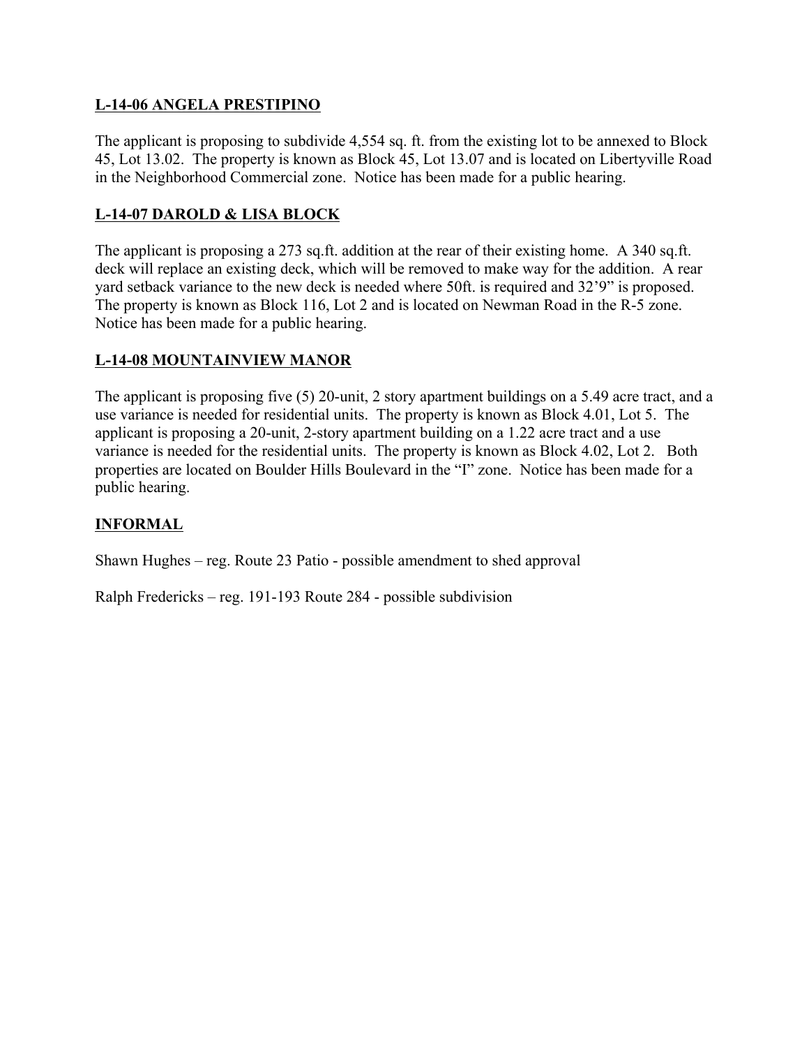**L-14-06 ANGELA PRESTIPINO**

The applicant is proposing to subdivide 4,554 sq. ft. from the existing lot to be annexed to Block 45, Lot 13.02. The property is known as Block 45, Lot 13.07 and is located on Libertyville Road in the Neighborhood Commercial zone. Notice has been made for a public hearing.

**L-14-07 DAROLD & LISA BLOCK**

The applicant is proposing a 273 sq.ft. addition at the rear of their existing home. A 340 sq.ft. deck will replace an existing deck, which will be removed to make way for the addition. A rear yard setback variance to the new deck is needed where 50ft. is required and 32'9" is proposed. The property is known as Block 116, Lot 2 and is located on Newman Road in the R-5 zone. Notice has been made for a public hearing.

**L-14-08 MOUNTAINVIEW MANOR**

The applicant is proposing five (5) 20-unit, 2 story apartment buildings on a 5.49 acre tract, and a use variance is needed for residential units. The property is known as Block 4.01, Lot 5. The applicant is proposing a 20-unit, 2-story apartment building on a 1.22 acre tract and a use variance is needed for the residential units. The property is known as Block 4.02, Lot 2. Both properties are located on Boulder Hills Boulevard in the "I" zone. Notice has been made for a public hearing.

**INFORMAL**

Shawn Hughes – reg. Route 23 Patio - possible amendment to shed approval

Ralph Fredericks – reg. 191-193 Route 284 - possible subdivision